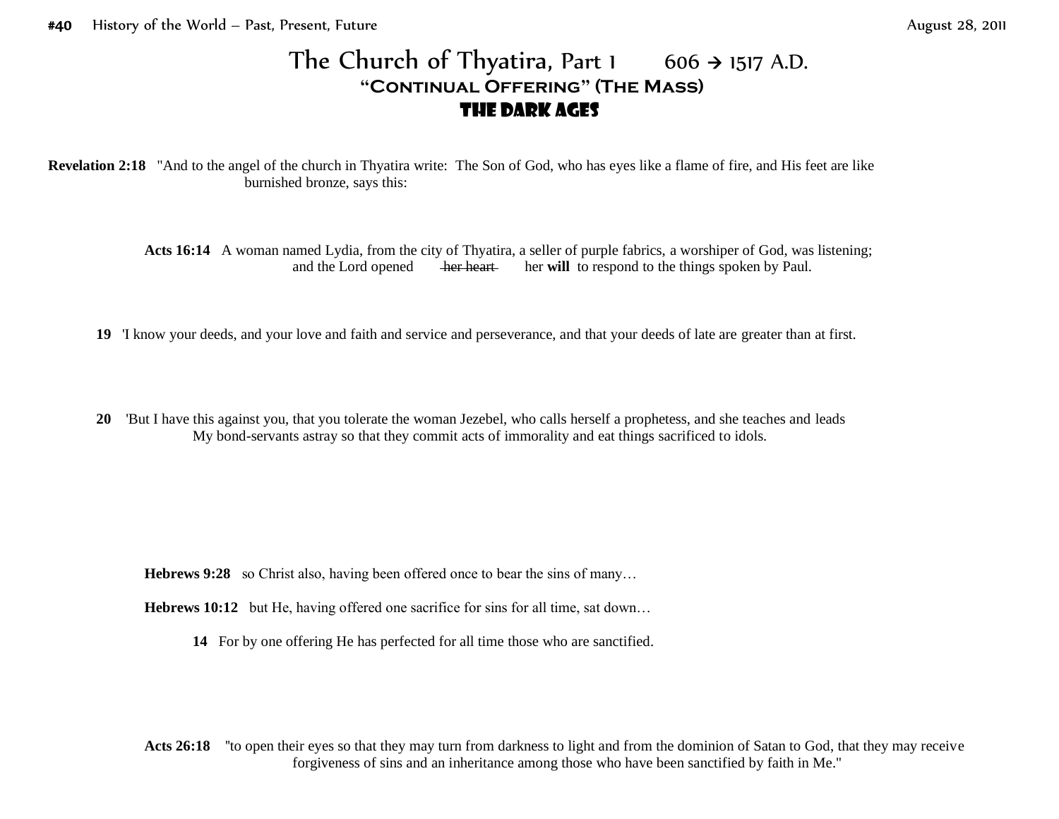# The Church of Thyatira, Part 1 606 → 1517 A.D.

## "Continual Offering" (The Mass)

## The Dark Ages

**Revelation 2:18** "And to the angel of the church in Thyatira write: The Son of God, who has eyes like a flame of fire, and His feet are like burnished bronze, says this:

> **Acts 16:14** A woman named Lydia, from the city of Thyatira, a seller of purple fabrics, a worshiper of God, was listening; and the Lord opened ~~her heart~~ her **will** to respond to the things spoken by Paul.

**19** 'I know your deeds, and your love and faith and service and perseverance, and that your deeds of late are greater than at first.

**20** 'But I have this against you, that you tolerate the woman Jezebel, who calls herself a prophetess, and she teaches and leads My bond-servants astray so that they commit acts of immorality and eat things sacrificed to idols.

> **Hebrews 9:28** so Christ also, having been offered once to bear the sins of many…
>
> **Hebrews 10:12** but He, having offered one sacrifice for sins for all time, sat down…
>
> **14** For by one offering He has perfected for all time those who are sanctified.

> **Acts 26:18** "to open their eyes so that they may turn from darkness to light and from the dominion of Satan to God, that they may receive forgiveness of sins and an inheritance among those who have been sanctified by faith in Me."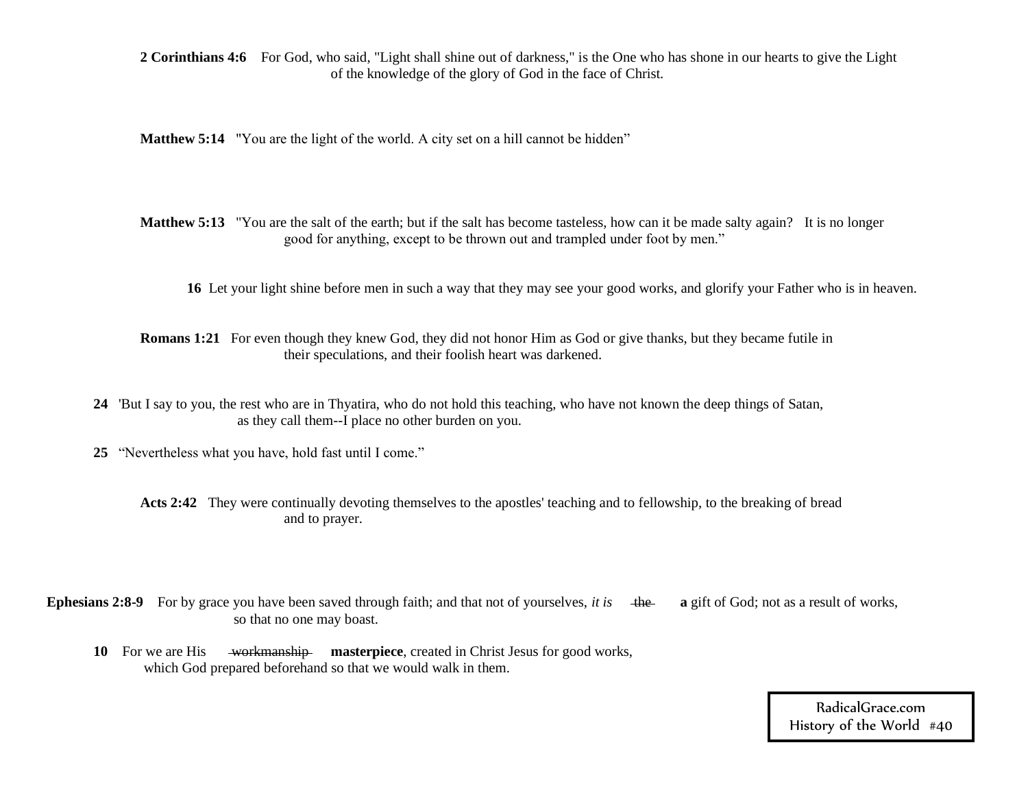**2 Corinthians 4:6** For God, who said, "Light shall shine out of darkness," is the One who has shone in our hearts to give the Light of the knowledge of the glory of God in the face of Christ.

**Matthew 5:14** "You are the light of the world. A city set on a hill cannot be hidden"

**Matthew 5:13** "You are the salt of the earth; but if the salt has become tasteless, how can it be made salty again? It is no longer good for anything, except to be thrown out and trampled under foot by men."

**16** Let your light shine before men in such a way that they may see your good works, and glorify your Father who is in heaven.

**Romans 1:21** For even though they knew God, they did not honor Him as God or give thanks, but they became futile in their speculations, and their foolish heart was darkened.

**24** 'But I say to you, the rest who are in Thyatira, who do not hold this teaching, who have not known the deep things of Satan, as they call them--I place no other burden on you.

**25** "Nevertheless what you have, hold fast until I come."

**Acts 2:42** They were continually devoting themselves to the apostles' teaching and to fellowship, to the breaking of bread and to prayer.

**Ephesians 2:8-9** For by grace you have been saved through faith; and that not of yourselves, *it is* ~~the~~ **a** gift of God; not as a result of works, so that no one may boast.

**10** For we are His ~~workmanship~~ **masterpiece**, created in Christ Jesus for good works, which God prepared beforehand so that we would walk in them.

RadicalGrace.com
History of the World #40